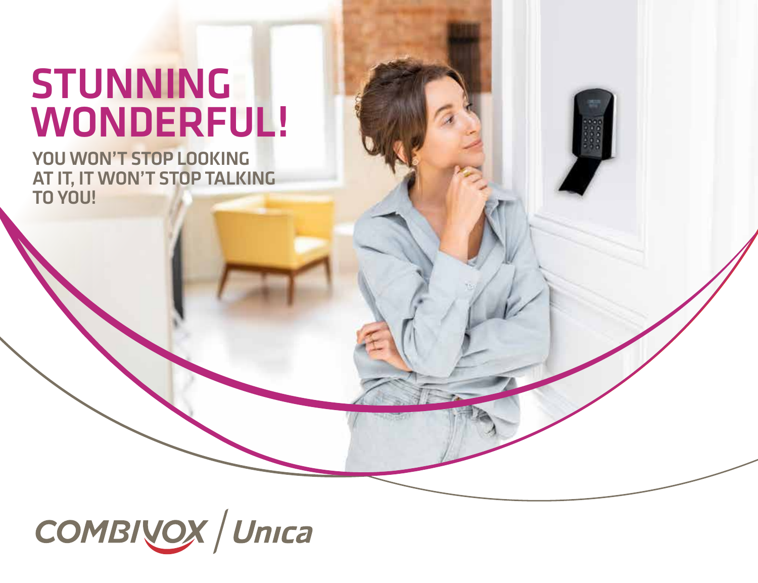# STUNNING WONDERFUL!

**YOU WON'T STOP LOOKING AT IT, IT WON'T STOP TALKING TO YOU!**

COMBIVOX / Unica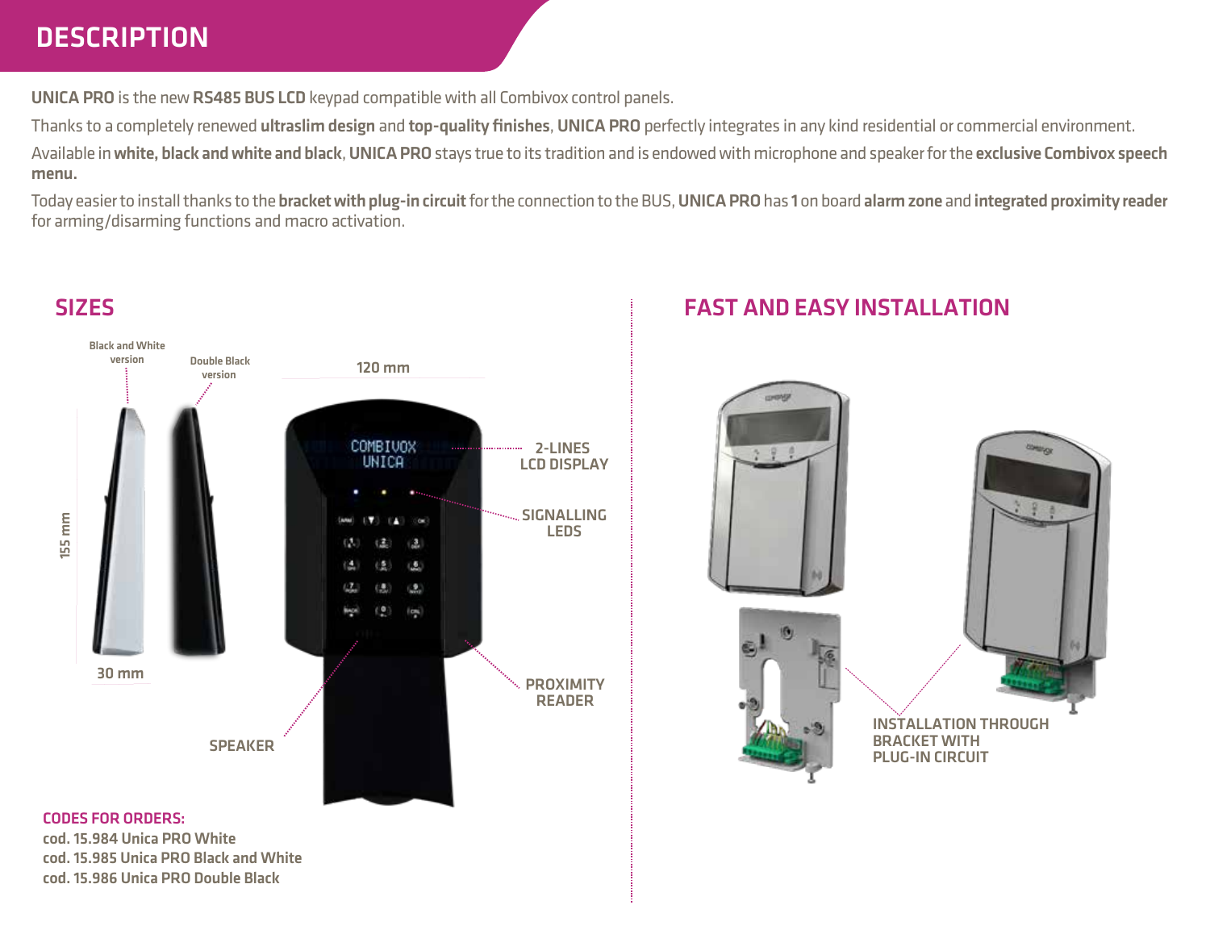# DESCRIPTION

**UNICA PRO** is the new **RS485 BUS LCD** keypad compatible with all Combivox control panels.

Thanks to a completely renewed **ultraslim design** and **top-quality finishes**, **UNICA PRO** perfectly integrates in any kind residential or commercial environment.

Available in **white, black and white and black**, **UNICA PRO** stays true to its tradition and is endowed with microphone and speaker for the **exclusive Combivox speech menu.**

Today easier to install thanks to the **bracket with plug-in circuit** for the connection to the BUS, **UNICA PRO** has **1** on board **alarm zone** and **integrated proximity reader** for arming/disarming functions and macro activation.

## SIZES

Black and White version

Double Black version

120 mm

155 mm

30 mm

2-LINES LCD DISPLAY

SIGNALLING LEDS

PROXIMITY READER

SPEAKER

**CODES FOR ORDERS:**

cod. 15.984 Unica PRO White

cod. 15.985 Unica PRO Black and White

cod. 15.986 Unica PRO Double Black

## FAST AND EASY INSTALLATION

INSTALLATION THROUGH BRACKET WITH PLUG-IN CIRCUIT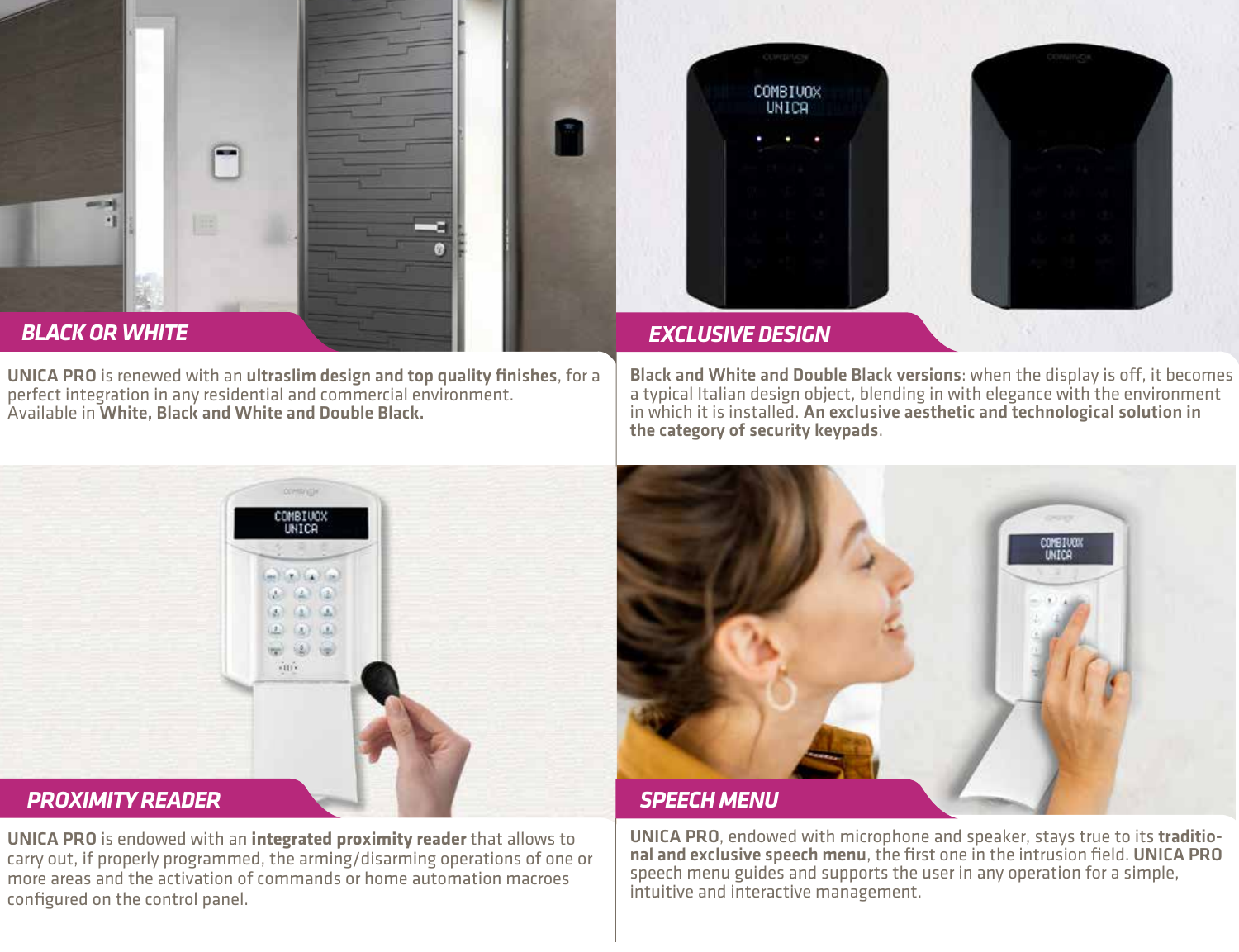## BLACK OR WHITE

**UNICA PRO** is renewed with an **ultraslim design and top quality finishes**, for a perfect integration in any residential and commercial environment. Available in **White, Black and White and Double Black.**

## EXCLUSIVE DESIGN

**Black and White and Double Black versions**: when the display is off, it becomes a typical Italian design object, blending in with elegance with the environment in which it is installed. **An exclusive aesthetic and technological solution in the category of security keypads**.

## PROXIMITY READER

**UNICA PRO** is endowed with an **integrated proximity reader** that allows to carry out, if properly programmed, the arming/disarming operations of one or more areas and the activation of commands or home automation macroes configured on the control panel.

## SPEECH MENU

**UNICA PRO**, endowed with microphone and speaker, stays true to its **traditional and exclusive speech menu**, the first one in the intrusion field. **UNICA PRO** speech menu guides and supports the user in any operation for a simple, intuitive and interactive management.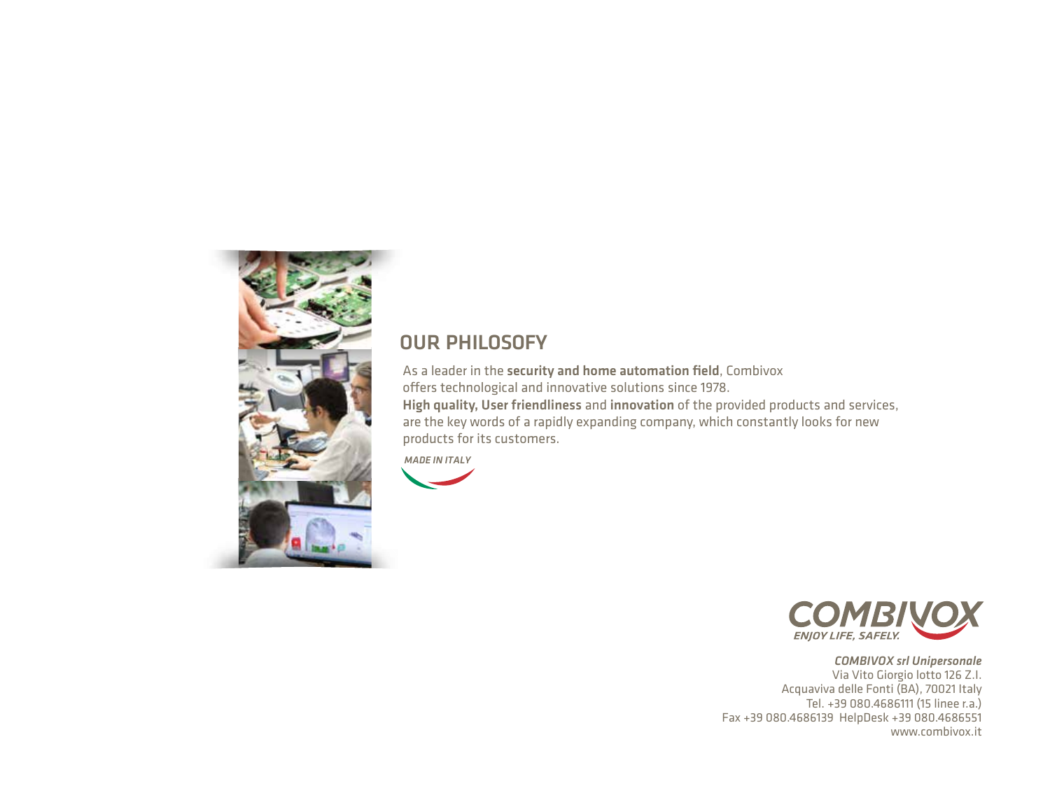## OUR PHILOSOFY

As a leader in the **security and home automation field**, Combivox offers technological and innovative solutions since 1978.
**High quality, User friendliness** and **innovation** of the provided products and services, are the key words of a rapidly expanding company, which constantly looks for new products for its customers.

*MADE IN ITALY*

COMBIVOX
*ENJOY LIFE, SAFELY.*

***COMBIVOX srl Unipersonale***
Via Vito Giorgio lotto 126 Z.I.
Acquaviva delle Fonti (BA), 70021 Italy
Tel. +39 080.4686111 (15 linee r.a.)
Fax +39 080.4686139 HelpDesk +39 080.4686551
www.combivox.it